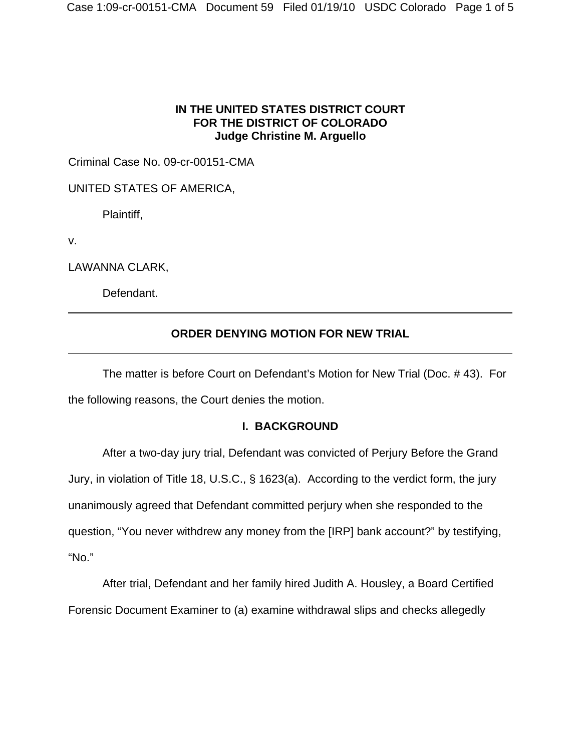**IN THE UNITED STATES DISTRICT COURT**
**FOR THE DISTRICT OF COLORADO**
**Judge Christine M. Arguello**

Criminal Case No. 09-cr-00151-CMA

UNITED STATES OF AMERICA,

Plaintiff,

v.

LAWANNA CLARK,

Defendant.

---

## ORDER DENYING MOTION FOR NEW TRIAL

---

The matter is before Court on Defendant's Motion for New Trial (Doc. # 43). For the following reasons, the Court denies the motion.

### I. BACKGROUND

After a two-day jury trial, Defendant was convicted of Perjury Before the Grand Jury, in violation of Title 18, U.S.C., § 1623(a). According to the verdict form, the jury unanimously agreed that Defendant committed perjury when she responded to the question, "You never withdrew any money from the [IRP] bank account?" by testifying, "No."

After trial, Defendant and her family hired Judith A. Housley, a Board Certified Forensic Document Examiner to (a) examine withdrawal slips and checks allegedly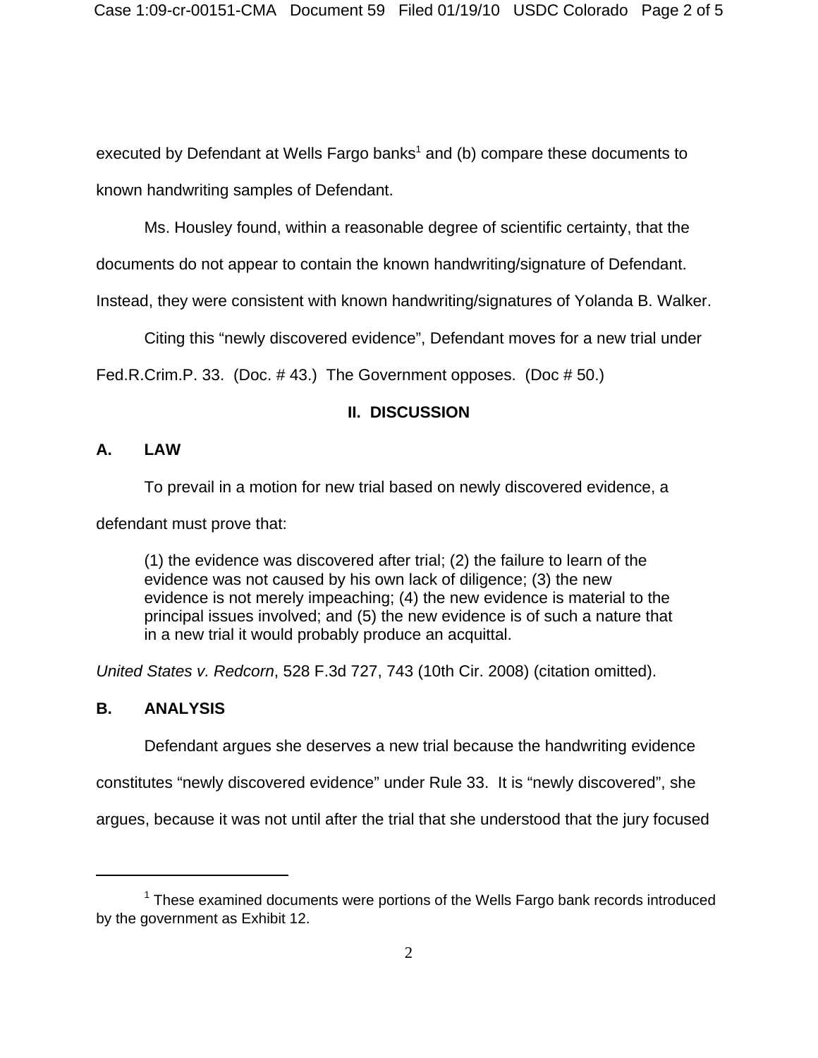executed by Defendant at Wells Fargo banks[1] and (b) compare these documents to known handwriting samples of Defendant.

Ms. Housley found, within a reasonable degree of scientific certainty, that the documents do not appear to contain the known handwriting/signature of Defendant. Instead, they were consistent with known handwriting/signatures of Yolanda B. Walker.

Citing this "newly discovered evidence", Defendant moves for a new trial under Fed.R.Crim.P. 33. (Doc. # 43.) The Government opposes. (Doc # 50.)

## II. DISCUSSION

### A. LAW

To prevail in a motion for new trial based on newly discovered evidence, a defendant must prove that:

> (1) the evidence was discovered after trial; (2) the failure to learn of the evidence was not caused by his own lack of diligence; (3) the new evidence is not merely impeaching; (4) the new evidence is material to the principal issues involved; and (5) the new evidence is of such a nature that in a new trial it would probably produce an acquittal.

*United States v. Redcorn*, 528 F.3d 727, 743 (10th Cir. 2008) (citation omitted).

### B. ANALYSIS

Defendant argues she deserves a new trial because the handwriting evidence constitutes "newly discovered evidence" under Rule 33. It is "newly discovered", she argues, because it was not until after the trial that she understood that the jury focused

---

[1] These examined documents were portions of the Wells Fargo bank records introduced by the government as Exhibit 12.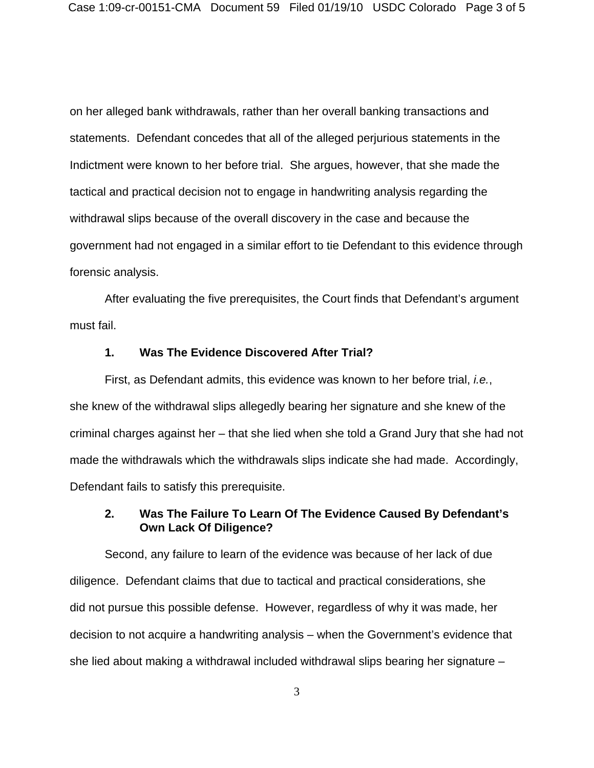on her alleged bank withdrawals, rather than her overall banking transactions and statements. Defendant concedes that all of the alleged perjurious statements in the Indictment were known to her before trial. She argues, however, that she made the tactical and practical decision not to engage in handwriting analysis regarding the withdrawal slips because of the overall discovery in the case and because the government had not engaged in a similar effort to tie Defendant to this evidence through forensic analysis.

After evaluating the five prerequisites, the Court finds that Defendant's argument must fail.

**1. Was The Evidence Discovered After Trial?**

First, as Defendant admits, this evidence was known to her before trial, *i.e.*, she knew of the withdrawal slips allegedly bearing her signature and she knew of the criminal charges against her – that she lied when she told a Grand Jury that she had not made the withdrawals which the withdrawals slips indicate she had made. Accordingly, Defendant fails to satisfy this prerequisite.

**2. Was The Failure To Learn Of The Evidence Caused By Defendant's Own Lack Of Diligence?**

Second, any failure to learn of the evidence was because of her lack of due diligence. Defendant claims that due to tactical and practical considerations, she did not pursue this possible defense. However, regardless of why it was made, her decision to not acquire a handwriting analysis – when the Government's evidence that she lied about making a withdrawal included withdrawal slips bearing her signature –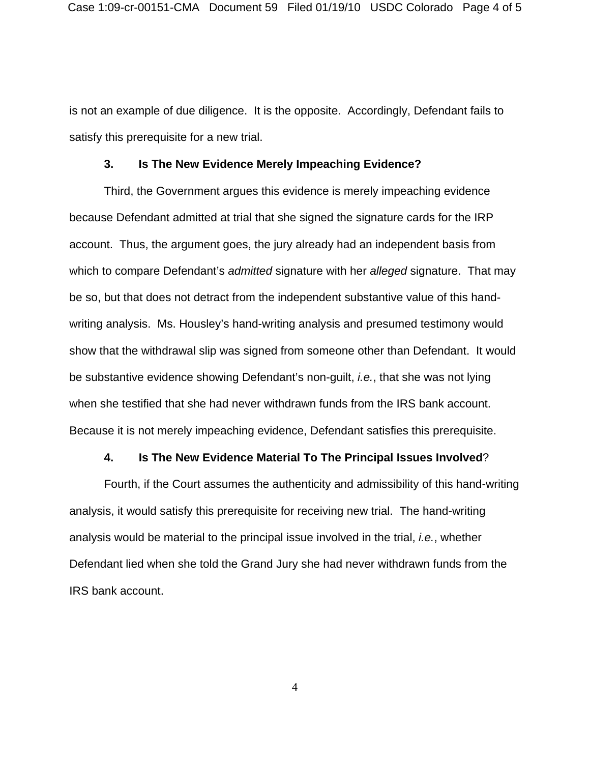is not an example of due diligence. It is the opposite. Accordingly, Defendant fails to satisfy this prerequisite for a new trial.

**3. Is The New Evidence Merely Impeaching Evidence?**

Third, the Government argues this evidence is merely impeaching evidence because Defendant admitted at trial that she signed the signature cards for the IRP account. Thus, the argument goes, the jury already had an independent basis from which to compare Defendant's *admitted* signature with her *alleged* signature. That may be so, but that does not detract from the independent substantive value of this hand-writing analysis. Ms. Housley's hand-writing analysis and presumed testimony would show that the withdrawal slip was signed from someone other than Defendant. It would be substantive evidence showing Defendant's non-guilt, *i.e.*, that she was not lying when she testified that she had never withdrawn funds from the IRS bank account. Because it is not merely impeaching evidence, Defendant satisfies this prerequisite.

**4. Is The New Evidence Material To The Principal Issues Involved**?

Fourth, if the Court assumes the authenticity and admissibility of this hand-writing analysis, it would satisfy this prerequisite for receiving new trial. The hand-writing analysis would be material to the principal issue involved in the trial, *i.e.*, whether Defendant lied when she told the Grand Jury she had never withdrawn funds from the IRS bank account.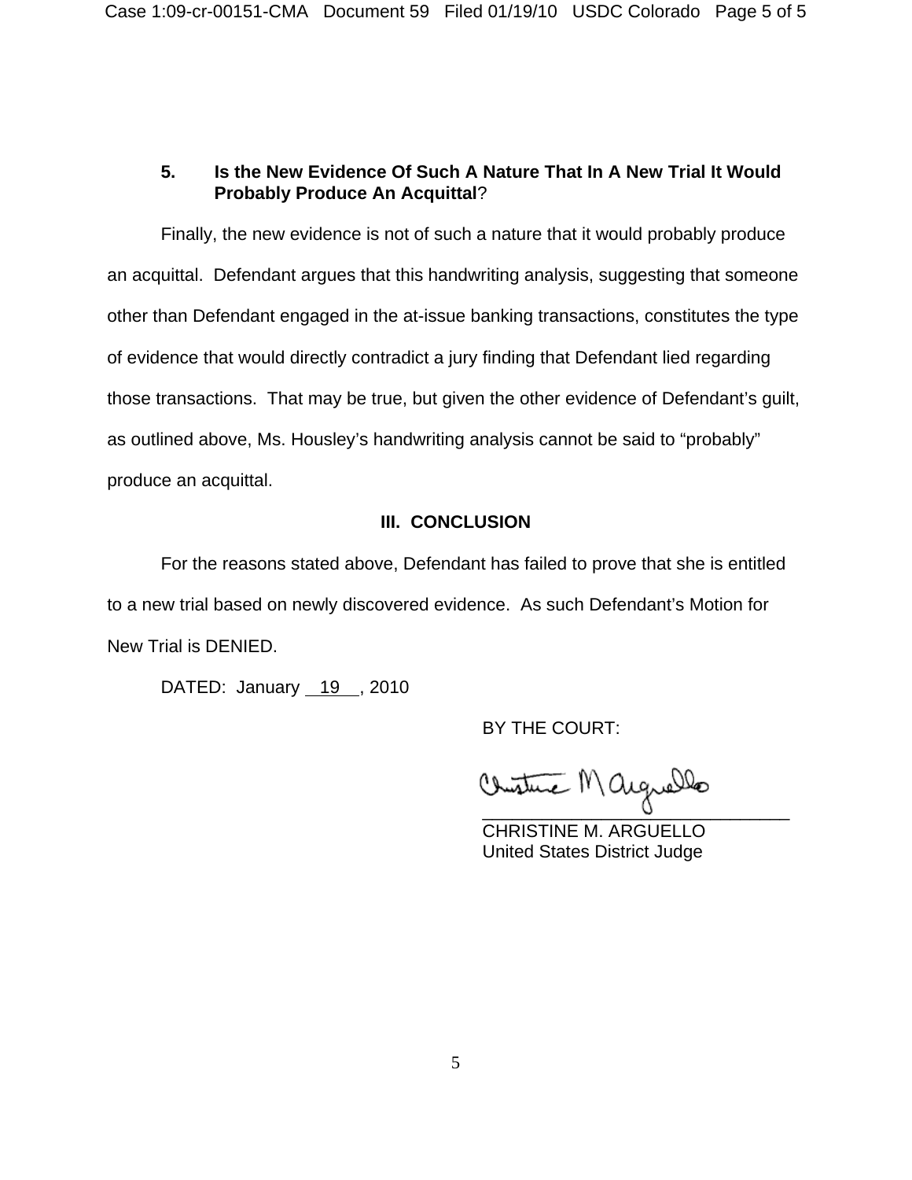**5. Is the New Evidence Of Such A Nature That In A New Trial It Would Probably Produce An Acquittal**?

Finally, the new evidence is not of such a nature that it would probably produce an acquittal. Defendant argues that this handwriting analysis, suggesting that someone other than Defendant engaged in the at-issue banking transactions, constitutes the type of evidence that would directly contradict a jury finding that Defendant lied regarding those transactions. That may be true, but given the other evidence of Defendant's guilt, as outlined above, Ms. Housley's handwriting analysis cannot be said to "probably" produce an acquittal.

## III. CONCLUSION

For the reasons stated above, Defendant has failed to prove that she is entitled to a new trial based on newly discovered evidence. As such Defendant's Motion for New Trial is DENIED.

DATED: January 19 , 2010

BY THE COURT:

CHRISTINE M. ARGUELLO
United States District Judge